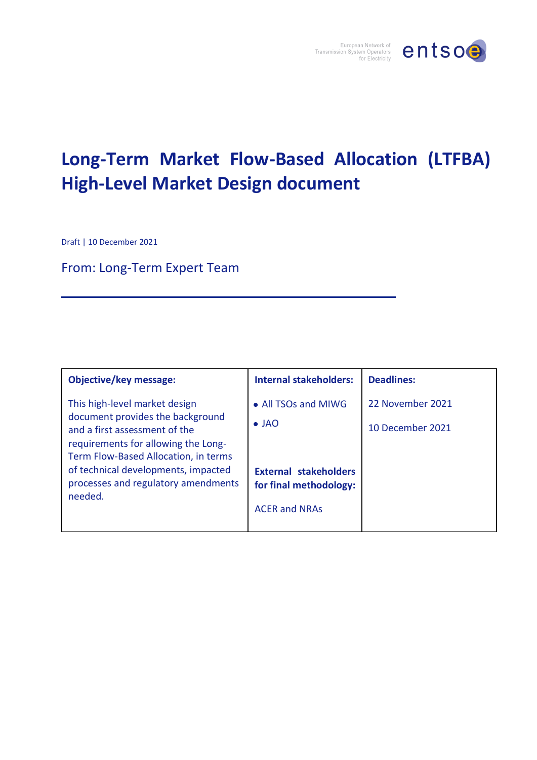European Network of Transmission System Operators for Electricity

entsoe

# Long-Term Market Flow-Based Allocation (LTFBA) High-Level Market Design document

Draft | 10 December 2021

From: Long-Term Expert Team

| Objective/key message: | Internal stakeholders: | Deadlines: |
|---|---|---|
| This high-level market design document provides the background and a first assessment of the requirements for allowing the Long-Term Flow-Based Allocation, in terms of technical developments, impacted processes and regulatory amendments needed. | • All TSOs and MIWG<br>• JAO<br><br>**External stakeholders for final methodology:**<br><br>ACER and NRAs | 22 November 2021<br><br>10 December 2021 |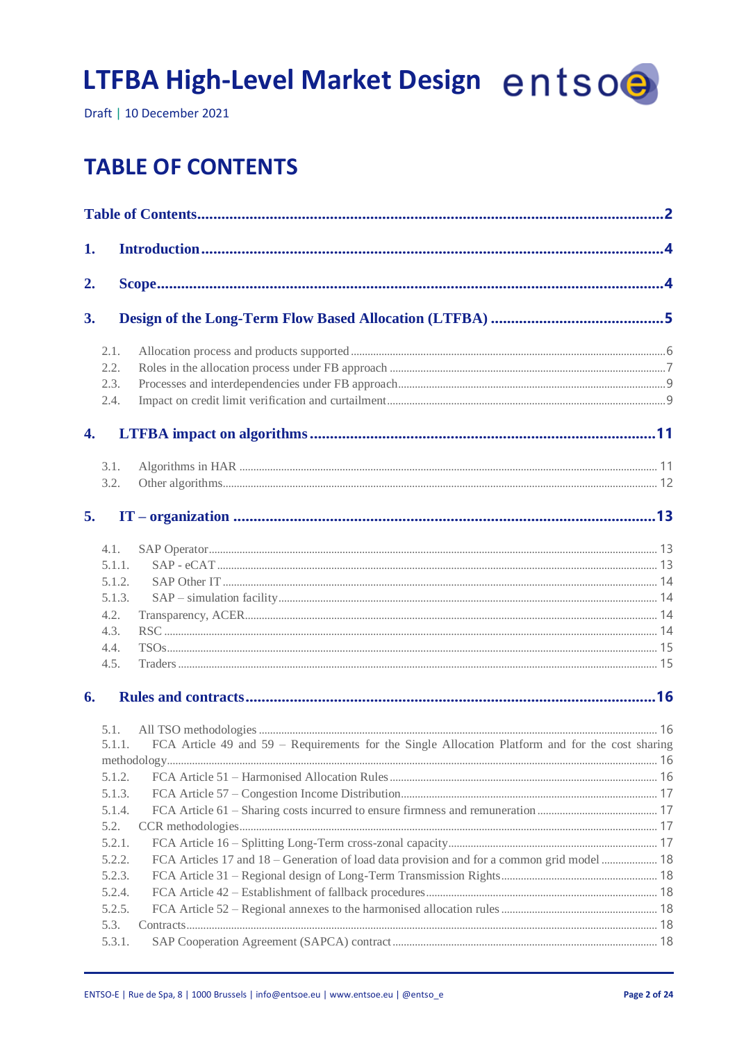# TABLE OF CONTENTS

**Table of Contents** ..... **2**

**1. Introduction** ..... **4**

**2. Scope** ..... **4**

**3. Design of the Long-Term Flow Based Allocation (LTFBA)** ..... **5**

- 2.1. Allocation process and products supported ..... 6
- 2.2. Roles in the allocation process under FB approach ..... 7
- 2.3. Processes and interdependencies under FB approach ..... 9
- 2.4. Impact on credit limit verification and curtailment ..... 9

**4. LTFBA impact on algorithms** ..... **11**

- 3.1. Algorithms in HAR ..... 11
- 3.2. Other algorithms ..... 12

**5. IT – organization** ..... **13**

- 4.1. SAP Operator ..... 13
  - 5.1.1. SAP - eCAT ..... 13
  - 5.1.2. SAP Other IT ..... 14
  - 5.1.3. SAP – simulation facility ..... 14
- 4.2. Transparency, ACER ..... 14
- 4.3. RSC ..... 14
- 4.4. TSOs ..... 15
- 4.5. Traders ..... 15

**6. Rules and contracts** ..... **16**

- 5.1. All TSO methodologies ..... 16
  - 5.1.1. FCA Article 49 and 59 – Requirements for the Single Allocation Platform and for the cost sharing methodology ..... 16
  - 5.1.2. FCA Article 51 – Harmonised Allocation Rules ..... 16
  - 5.1.3. FCA Article 57 – Congestion Income Distribution ..... 17
  - 5.1.4. FCA Article 61 – Sharing costs incurred to ensure firmness and remuneration ..... 17
- 5.2. CCR methodologies ..... 17
  - 5.2.1. FCA Article 16 – Splitting Long-Term cross-zonal capacity ..... 17
  - 5.2.2. FCA Articles 17 and 18 – Generation of load data provision and for a common grid model ..... 18
  - 5.2.3. FCA Article 31 – Regional design of Long-Term Transmission Rights ..... 18
  - 5.2.4. FCA Article 42 – Establishment of fallback procedures ..... 18
  - 5.2.5. FCA Article 52 – Regional annexes to the harmonised allocation rules ..... 18
- 5.3. Contracts ..... 18
  - 5.3.1. SAP Cooperation Agreement (SAPCA) contract ..... 18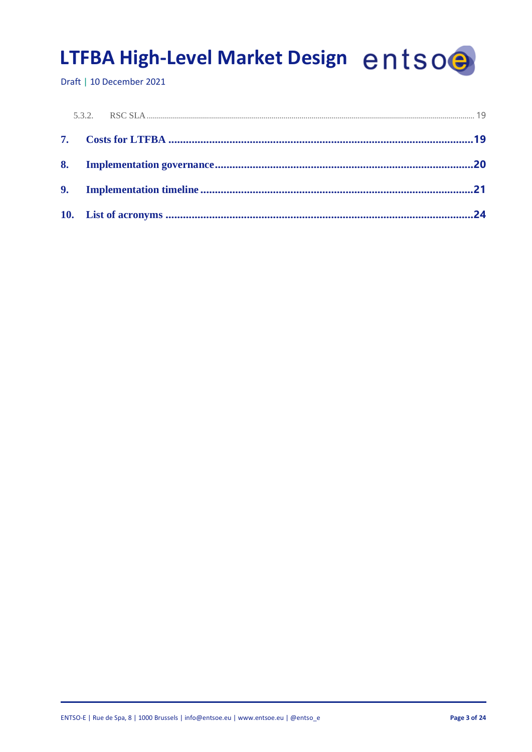5.3.2. RSC SLA ........................................................................ 19

**7. Costs for LTFBA ........................................................................ 19**

**8. Implementation governance ........................................................................ 20**

**9. Implementation timeline ........................................................................ 21**

**10. List of acronyms ........................................................................ 24**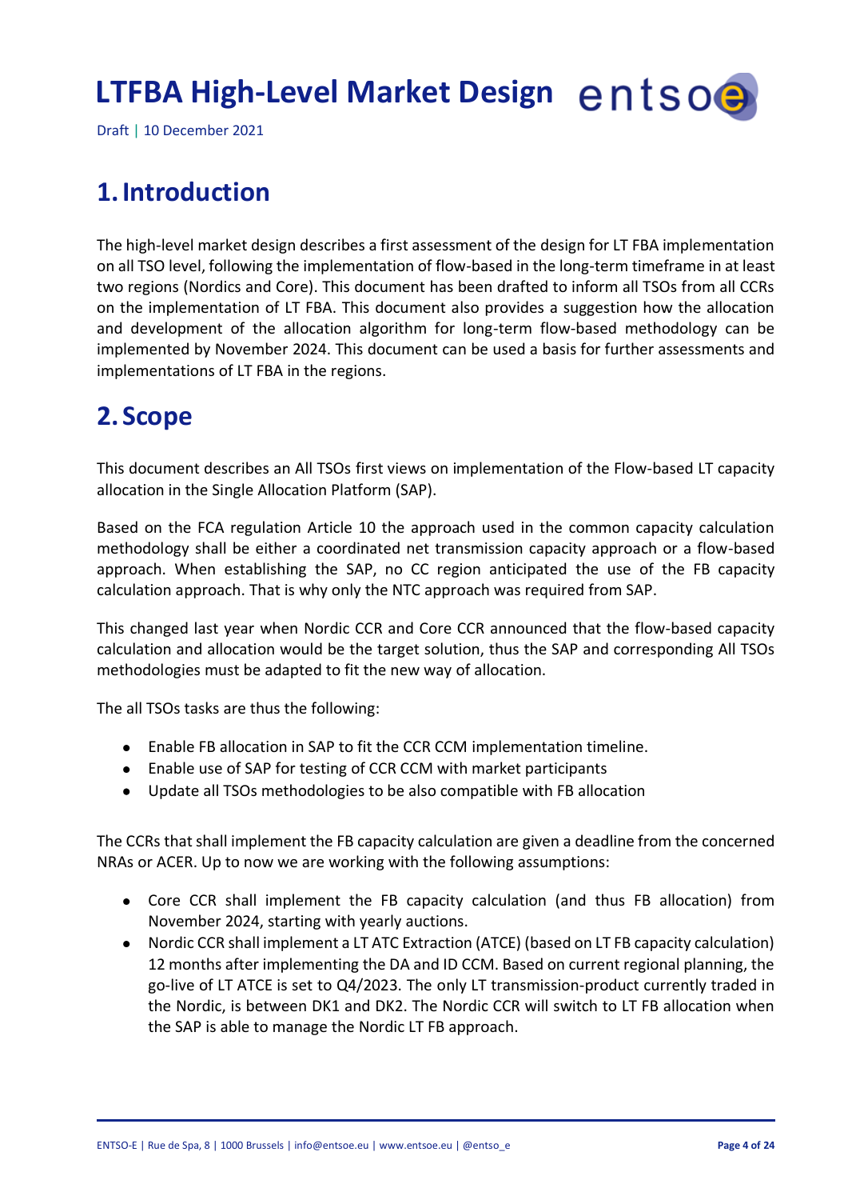# 1. Introduction

The high-level market design describes a first assessment of the design for LT FBA implementation on all TSO level, following the implementation of flow-based in the long-term timeframe in at least two regions (Nordics and Core). This document has been drafted to inform all TSOs from all CCRs on the implementation of LT FBA. This document also provides a suggestion how the allocation and development of the allocation algorithm for long-term flow-based methodology can be implemented by November 2024. This document can be used a basis for further assessments and implementations of LT FBA in the regions.

# 2. Scope

This document describes an All TSOs first views on implementation of the Flow-based LT capacity allocation in the Single Allocation Platform (SAP).

Based on the FCA regulation Article 10 the approach used in the common capacity calculation methodology shall be either a coordinated net transmission capacity approach or a flow-based approach. When establishing the SAP, no CC region anticipated the use of the FB capacity calculation approach. That is why only the NTC approach was required from SAP.

This changed last year when Nordic CCR and Core CCR announced that the flow-based capacity calculation and allocation would be the target solution, thus the SAP and corresponding All TSOs methodologies must be adapted to fit the new way of allocation.

The all TSOs tasks are thus the following:

- Enable FB allocation in SAP to fit the CCR CCM implementation timeline.
- Enable use of SAP for testing of CCR CCM with market participants
- Update all TSOs methodologies to be also compatible with FB allocation

The CCRs that shall implement the FB capacity calculation are given a deadline from the concerned NRAs or ACER. Up to now we are working with the following assumptions:

- Core CCR shall implement the FB capacity calculation (and thus FB allocation) from November 2024, starting with yearly auctions.
- Nordic CCR shall implement a LT ATC Extraction (ATCE) (based on LT FB capacity calculation) 12 months after implementing the DA and ID CCM. Based on current regional planning, the go-live of LT ATCE is set to Q4/2023. The only LT transmission-product currently traded in the Nordic, is between DK1 and DK2. The Nordic CCR will switch to LT FB allocation when the SAP is able to manage the Nordic LT FB approach.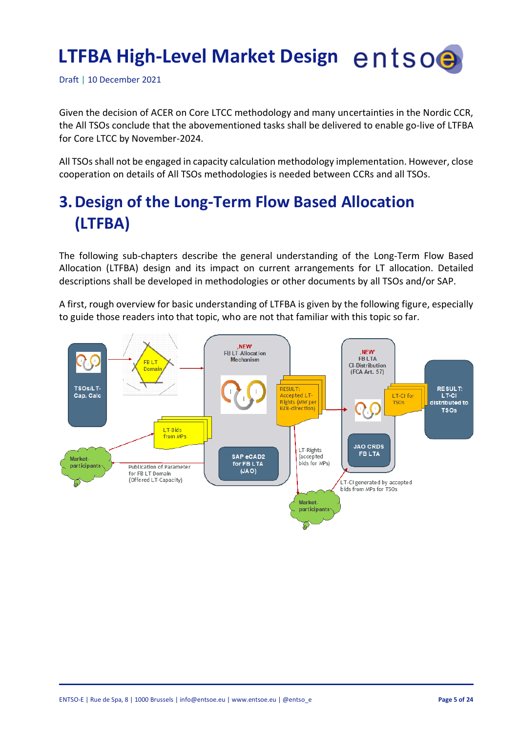Given the decision of ACER on Core LTCC methodology and many uncertainties in the Nordic CCR, the All TSOs conclude that the abovementioned tasks shall be delivered to enable go-live of LTFBA for Core LTCC by November-2024.

All TSOs shall not be engaged in capacity calculation methodology implementation. However, close cooperation on details of All TSOs methodologies is needed between CCRs and all TSOs.

# 3. Design of the Long-Term Flow Based Allocation (LTFBA)

The following sub-chapters describe the general understanding of the Long-Term Flow Based Allocation (LTFBA) design and its impact on current arrangements for LT allocation. Detailed descriptions shall be developed in methodologies or other documents by all TSOs and/or SAP.

A first, rough overview for basic understanding of LTFBA is given by the following figure, especially to guide those readers into that topic, who are not that familiar with this topic so far.

TSOs/LT-Cap. Calc

FB LT Domain

‚NEW' FB LT-Allocation Mechanism

SAP eCAD2 for FB LTA (JAO)

RESULT: Accepted LT-Rights (MW per BZB-direction)

‚NEW' FB LTA CI-Distribution (FCA Art. 57)

JAO CRDS FB LTA

LT-CI for TSOs

RESULT: LT-CI distributed to TSOs

LT-Bids from MPs

Market participants

Publication of Parameter for FB LT Domain (Offered LT-Capacity)

LT-Rights (accepted bids for MPs)

Market participants

LT-CI generated by accepted bids from MPs for TSOs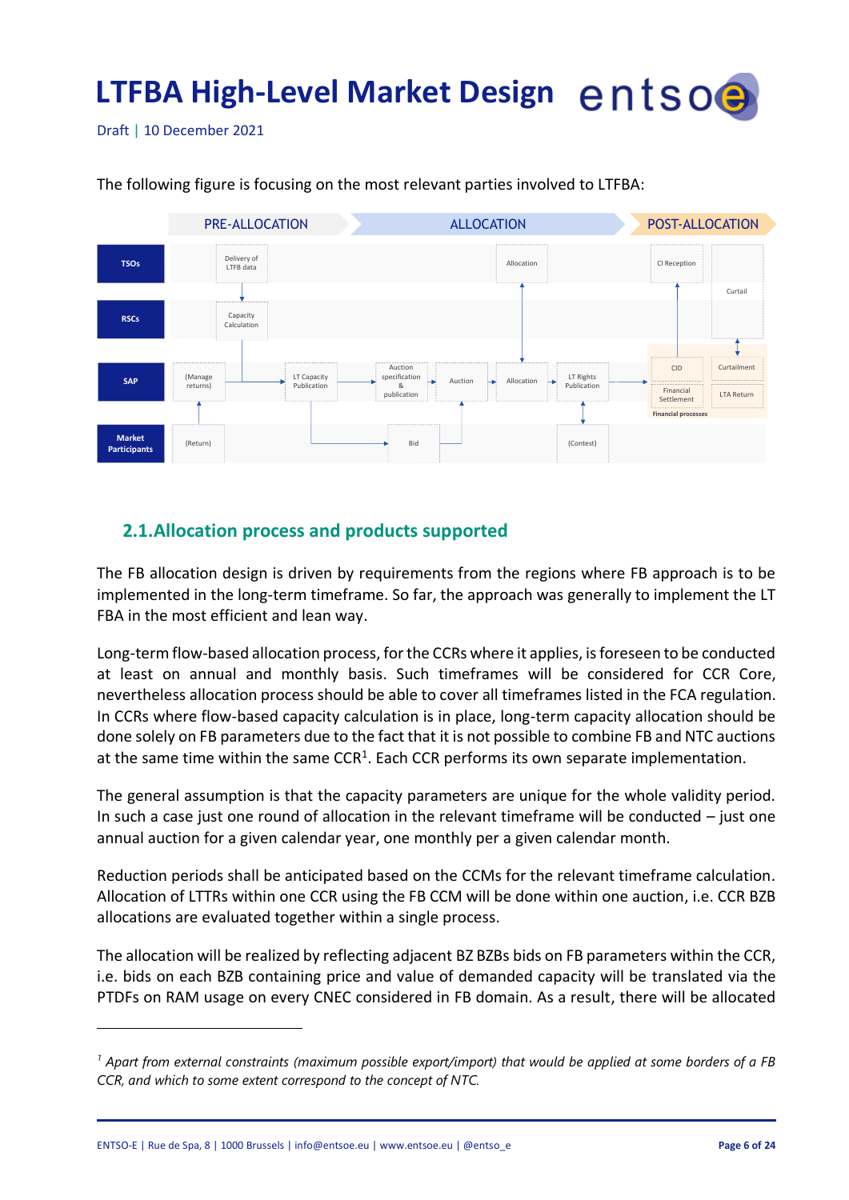The following figure is focusing on the most relevant parties involved to LTFBA:

PRE-ALLOCATION
ALLOCATION
POST-ALLOCATION

TSOs
RSCs
SAP
Market Participants

Delivery of LTFB data
Capacity Calculation
(Manage returns)
LT Capacity Publication
Auction specification & publication
Auction
Allocation
Allocation
LT Rights Publication
CI Reception
Curtail
CID
Financial Settlement
Curtailment
LTA Return
Financial processes
(Return)
Bid
(Contest)

## 2.1. Allocation process and products supported

The FB allocation design is driven by requirements from the regions where FB approach is to be implemented in the long-term timeframe. So far, the approach was generally to implement the LT FBA in the most efficient and lean way.

Long-term flow-based allocation process, for the CCRs where it applies, is foreseen to be conducted at least on annual and monthly basis. Such timeframes will be considered for CCR Core, nevertheless allocation process should be able to cover all timeframes listed in the FCA regulation. In CCRs where flow-based capacity calculation is in place, long-term capacity allocation should be done solely on FB parameters due to the fact that it is not possible to combine FB and NTC auctions at the same time within the same CCR[1]. Each CCR performs its own separate implementation.

The general assumption is that the capacity parameters are unique for the whole validity period. In such a case just one round of allocation in the relevant timeframe will be conducted – just one annual auction for a given calendar year, one monthly per a given calendar month.

Reduction periods shall be anticipated based on the CCMs for the relevant timeframe calculation. Allocation of LTTRs within one CCR using the FB CCM will be done within one auction, i.e. CCR BZB allocations are evaluated together within a single process.

The allocation will be realized by reflecting adjacent BZ BZBs bids on FB parameters within the CCR, i.e. bids on each BZB containing price and value of demanded capacity will be translated via the PTDFs on RAM usage on every CNEC considered in FB domain. As a result, there will be allocated

[1] *Apart from external constraints (maximum possible export/import) that would be applied at some borders of a FB CCR, and which to some extent correspond to the concept of NTC.*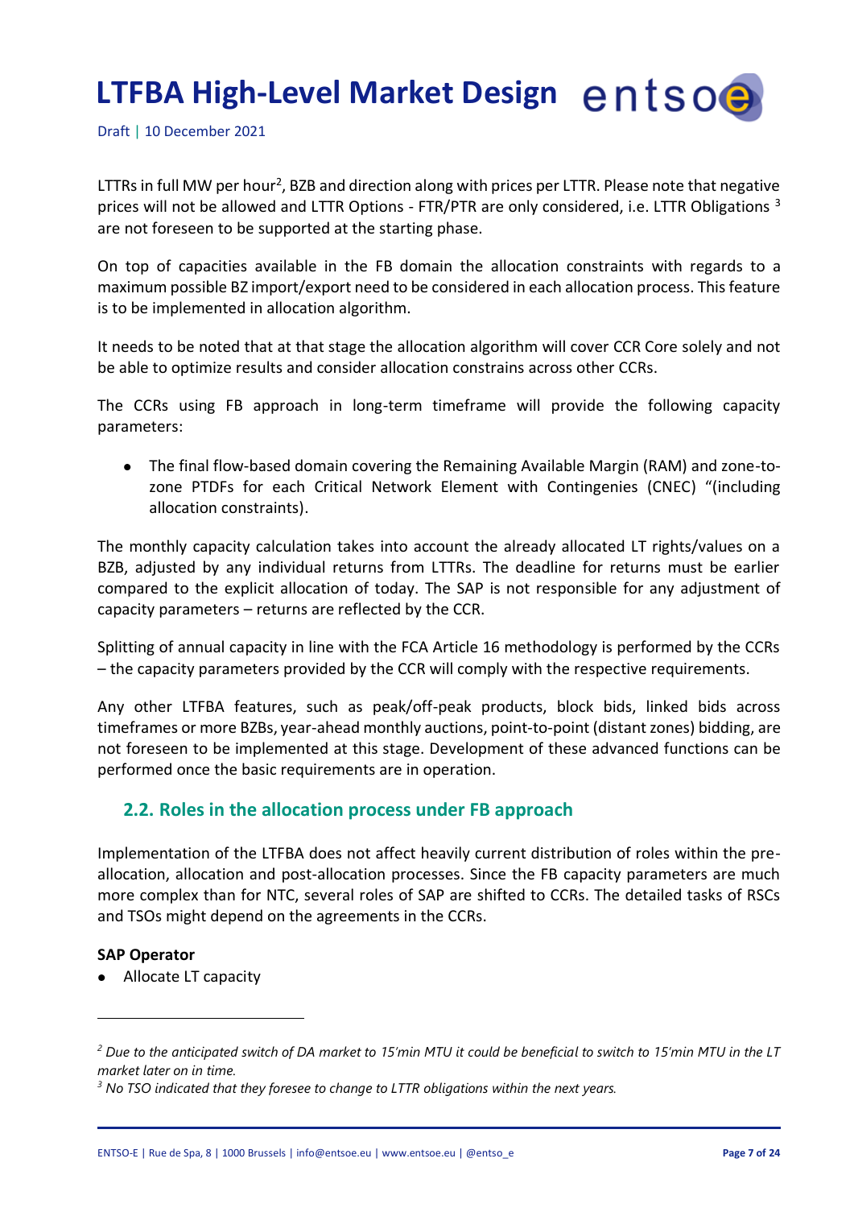LTTRs in full MW per hour[2], BZB and direction along with prices per LTTR. Please note that negative prices will not be allowed and LTTR Options - FTR/PTR are only considered, i.e. LTTR Obligations [3] are not foreseen to be supported at the starting phase.

On top of capacities available in the FB domain the allocation constraints with regards to a maximum possible BZ import/export need to be considered in each allocation process. This feature is to be implemented in allocation algorithm.

It needs to be noted that at that stage the allocation algorithm will cover CCR Core solely and not be able to optimize results and consider allocation constrains across other CCRs.

The CCRs using FB approach in long-term timeframe will provide the following capacity parameters:

- The final flow-based domain covering the Remaining Available Margin (RAM) and zone-to-zone PTDFs for each Critical Network Element with Contingenies (CNEC) "(including allocation constraints).

The monthly capacity calculation takes into account the already allocated LT rights/values on a BZB, adjusted by any individual returns from LTTRs. The deadline for returns must be earlier compared to the explicit allocation of today. The SAP is not responsible for any adjustment of capacity parameters – returns are reflected by the CCR.

Splitting of annual capacity in line with the FCA Article 16 methodology is performed by the CCRs – the capacity parameters provided by the CCR will comply with the respective requirements.

Any other LTFBA features, such as peak/off-peak products, block bids, linked bids across timeframes or more BZBs, year-ahead monthly auctions, point-to-point (distant zones) bidding, are not foreseen to be implemented at this stage. Development of these advanced functions can be performed once the basic requirements are in operation.

## 2.2. Roles in the allocation process under FB approach

Implementation of the LTFBA does not affect heavily current distribution of roles within the pre-allocation, allocation and post-allocation processes. Since the FB capacity parameters are much more complex than for NTC, several roles of SAP are shifted to CCRs. The detailed tasks of RSCs and TSOs might depend on the agreements in the CCRs.

**SAP Operator**

- Allocate LT capacity

---

[2] *Due to the anticipated switch of DA market to 15'min MTU it could be beneficial to switch to 15'min MTU in the LT market later on in time.*

[3] *No TSO indicated that they foresee to change to LTTR obligations within the next years.*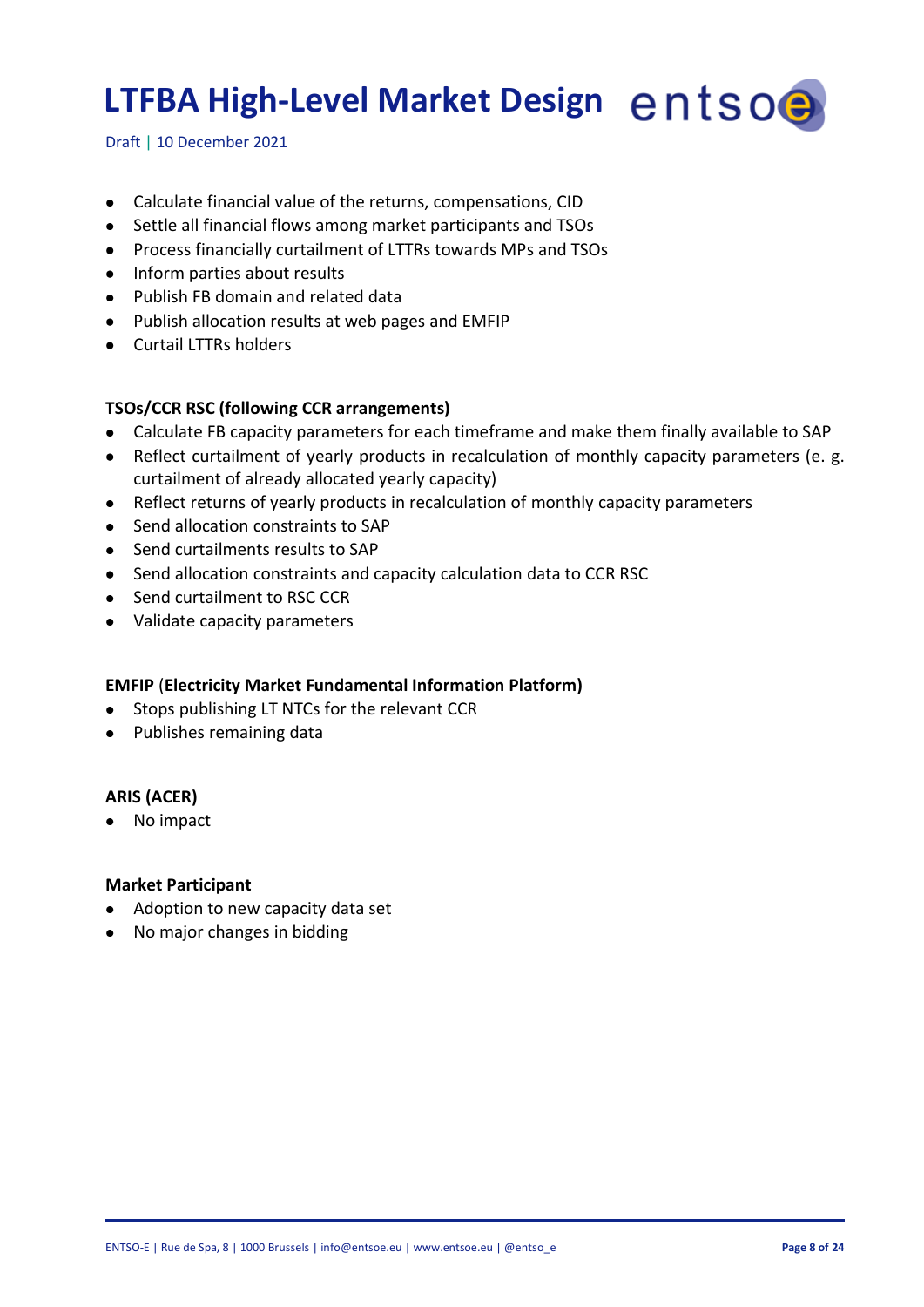- Calculate financial value of the returns, compensations, CID
- Settle all financial flows among market participants and TSOs
- Process financially curtailment of LTTRs towards MPs and TSOs
- Inform parties about results
- Publish FB domain and related data
- Publish allocation results at web pages and EMFIP
- Curtail LTTRs holders

**TSOs/CCR RSC (following CCR arrangements)**

- Calculate FB capacity parameters for each timeframe and make them finally available to SAP
- Reflect curtailment of yearly products in recalculation of monthly capacity parameters (e. g. curtailment of already allocated yearly capacity)
- Reflect returns of yearly products in recalculation of monthly capacity parameters
- Send allocation constraints to SAP
- Send curtailments results to SAP
- Send allocation constraints and capacity calculation data to CCR RSC
- Send curtailment to RSC CCR
- Validate capacity parameters

**EMFIP (Electricity Market Fundamental Information Platform)**

- Stops publishing LT NTCs for the relevant CCR
- Publishes remaining data

**ARIS (ACER)**

- No impact

**Market Participant**

- Adoption to new capacity data set
- No major changes in bidding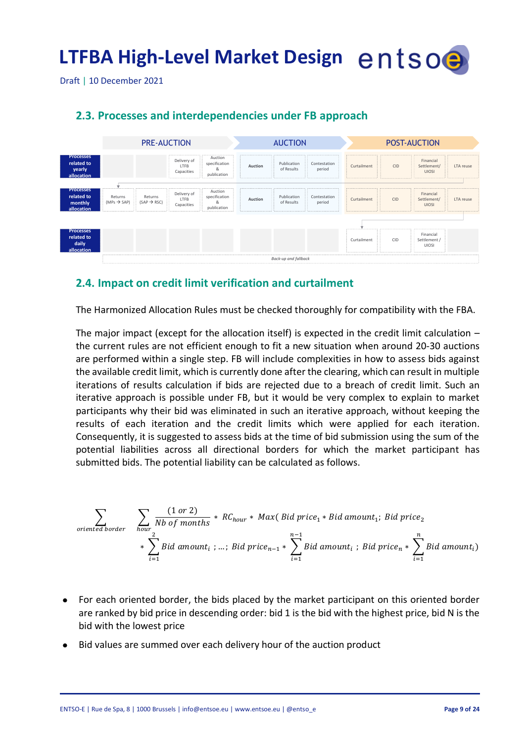## 2.3. Processes and interdependencies under FB approach

PRE-AUCTION | AUCTION | POST-AUCTION

Processes related to yearly allocation: Delivery of LTFB Capacities; Auction specification & publication; Auction; Publication of Results; Contestation period; Curtailment; CID; Financial Settlement/ UIOSI; LTA reuse

Processes related to monthly allocation: Returns (MPs → SAP); Returns (SAP → RSC); Delivery of LTFB Capacities; Auction specification & publication; Auction; Publication of Results; Contestation period; Curtailment; CID; Financial Settlement/ UIOSI; LTA reuse

Processes related to daily allocation: Curtailment; CID; Financial Settlement / UIOSI

Back-up and fallback

## 2.4. Impact on credit limit verification and curtailment

The Harmonized Allocation Rules must be checked thoroughly for compatibility with the FBA.

The major impact (except for the allocation itself) is expected in the credit limit calculation – the current rules are not efficient enough to fit a new situation when around 20-30 auctions are performed within a single step. FB will include complexities in how to assess bids against the available credit limit, which is currently done after the clearing, which can result in multiple iterations of results calculation if bids are rejected due to a breach of credit limit. Such an iterative approach is possible under FB, but it would be very complex to explain to market participants why their bid was eliminated in such an iterative approach, without keeping the results of each iteration and the credit limits which were applied for each iteration. Consequently, it is suggested to assess bids at the time of bid submission using the sum of the potential liabilities across all directional borders for which the market participant has submitted bids. The potential liability can be calculated as follows.

$$\sum_{oriented\ border} \sum_{hour} \frac{(1\ or\ 2)}{Nb\ of\ months} * RC_{hour} * Max(\ Bid\ price_1 * Bid\ amount_1;\ Bid\ price_2 * \sum_{i=1}^{2} Bid\ amount_i\ ; \ldots;\ Bid\ price_{n-1} * \sum_{i=1}^{n-1} Bid\ amount_i\ ;\ Bid\ price_n * \sum_{i=1}^{n} Bid\ amount_i)$$

- For each oriented border, the bids placed by the market participant on this oriented border are ranked by bid price in descending order: bid 1 is the bid with the highest price, bid N is the bid with the lowest price
- Bid values are summed over each delivery hour of the auction product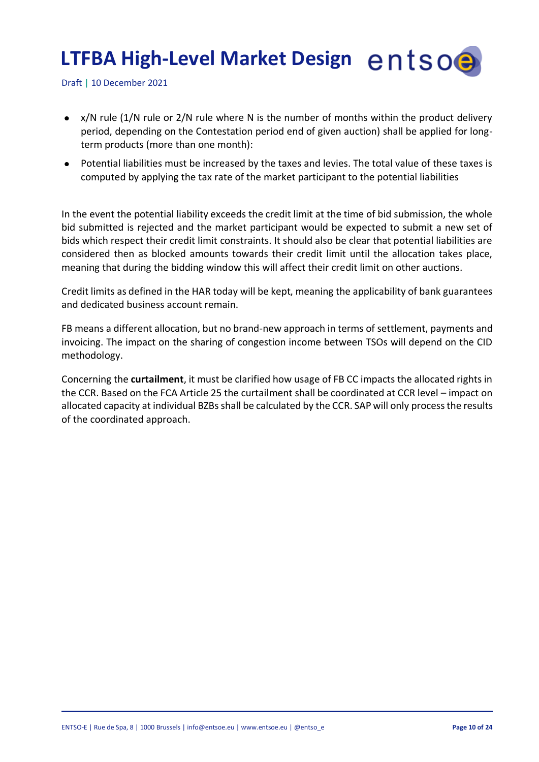- x/N rule (1/N rule or 2/N rule where N is the number of months within the product delivery period, depending on the Contestation period end of given auction) shall be applied for long-term products (more than one month):
- Potential liabilities must be increased by the taxes and levies. The total value of these taxes is computed by applying the tax rate of the market participant to the potential liabilities

In the event the potential liability exceeds the credit limit at the time of bid submission, the whole bid submitted is rejected and the market participant would be expected to submit a new set of bids which respect their credit limit constraints. It should also be clear that potential liabilities are considered then as blocked amounts towards their credit limit until the allocation takes place, meaning that during the bidding window this will affect their credit limit on other auctions.

Credit limits as defined in the HAR today will be kept, meaning the applicability of bank guarantees and dedicated business account remain.

FB means a different allocation, but no brand-new approach in terms of settlement, payments and invoicing. The impact on the sharing of congestion income between TSOs will depend on the CID methodology.

Concerning the **curtailment**, it must be clarified how usage of FB CC impacts the allocated rights in the CCR. Based on the FCA Article 25 the curtailment shall be coordinated at CCR level – impact on allocated capacity at individual BZBs shall be calculated by the CCR. SAP will only process the results of the coordinated approach.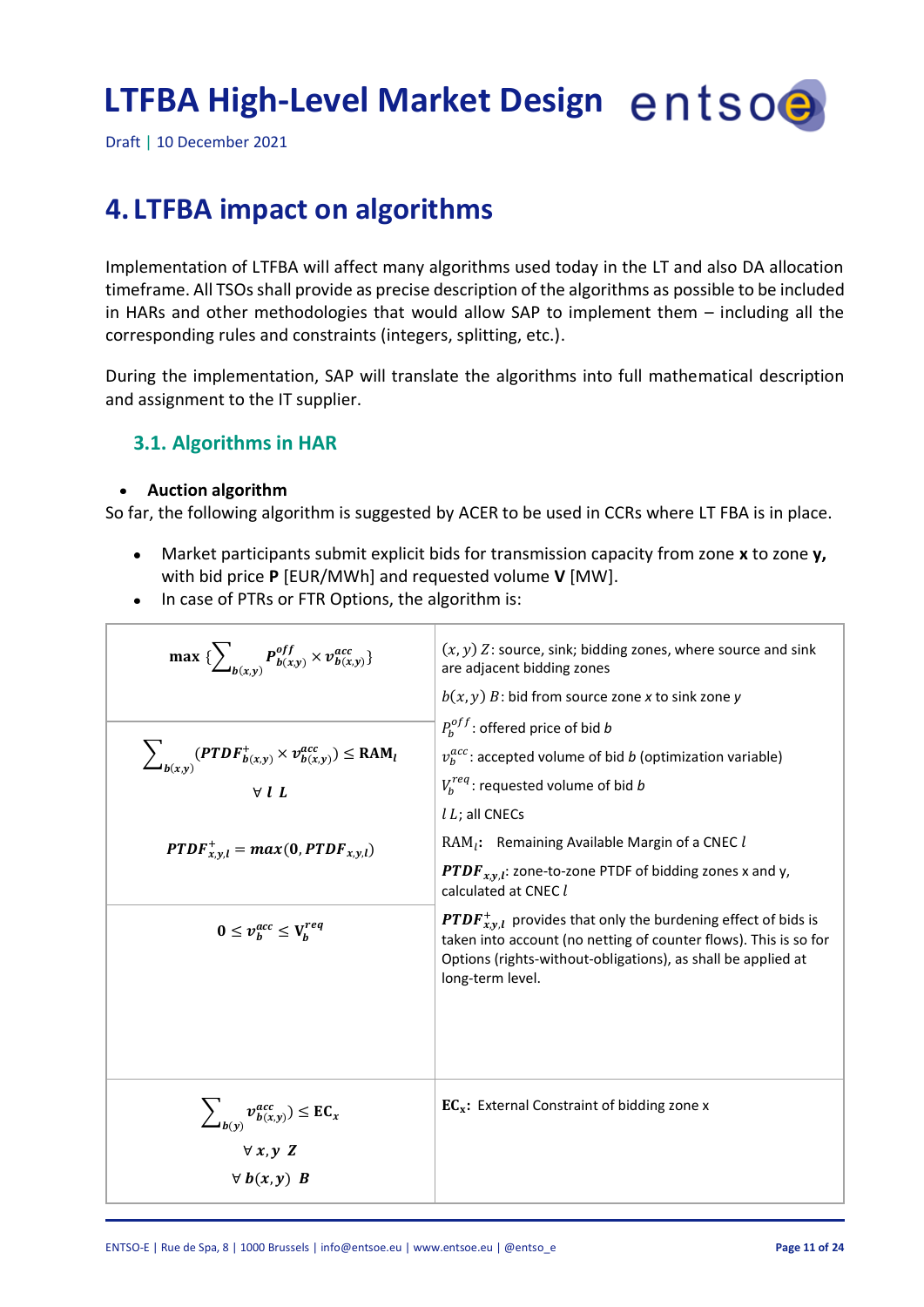# 4. LTFBA impact on algorithms

Implementation of LTFBA will affect many algorithms used today in the LT and also DA allocation timeframe. All TSOs shall provide as precise description of the algorithms as possible to be included in HARs and other methodologies that would allow SAP to implement them – including all the corresponding rules and constraints (integers, splitting, etc.).

During the implementation, SAP will translate the algorithms into full mathematical description and assignment to the IT supplier.

## 3.1. Algorithms in HAR

- **Auction algorithm**

So far, the following algorithm is suggested by ACER to be used in CCRs where LT FBA is in place.

- Market participants submit explicit bids for transmission capacity from zone **x** to zone **y,** with bid price **P** [EUR/MWh] and requested volume **V** [MW].
- In case of PTRs or FTR Options, the algorithm is:

| | |
|---|---|
| $\max \{\sum_{b(x,y)} P^{off}_{b(x,y)} \times v^{acc}_{b(x,y)}\}$ | $(x,y)\ Z$: source, sink; bidding zones, where source and sink are adjacent bidding zones<br><br>$b(x,y)\ B$: bid from source zone *x* to sink zone *y*<br><br>$P^{off}_b$: offered price of bid *b*<br><br>$v^{acc}_b$: accepted volume of bid *b* (optimization variable)<br><br>$V^{req}_b$: requested volume of bid *b*<br><br>$l\ L$; all CNECs<br><br>$\text{RAM}_l$: Remaining Available Margin of a CNEC $l$<br><br>$PTDF_{x,y,l}$: zone-to-zone PTDF of bidding zones x and y, calculated at CNEC $l$<br><br>$PTDF^+_{x,y,l}$ provides that only the burdening effect of bids is taken into account (no netting of counter flows). This is so for Options (rights-without-obligations), as shall be applied at long-term level. |
| $\sum_{b(x,y)} (PTDF^+_{b(x,y)} \times v^{acc}_{b(x,y)}) \leq \text{RAM}_l$<br><br>$\forall\ l\ L$<br><br>$PTDF^+_{x,y,l} = max(0, PTDF_{x,y,l})$ | |
| $0 \leq v^{acc}_b \leq V^{req}_b$ | |
| $\sum_{b(y)} v^{acc}_{b(x,y)}) \leq \text{EC}_x$<br><br>$\forall\ x,y\ Z$<br><br>$\forall\ b(x,y)\ B$ | $\text{EC}_x$: External Constraint of bidding zone x |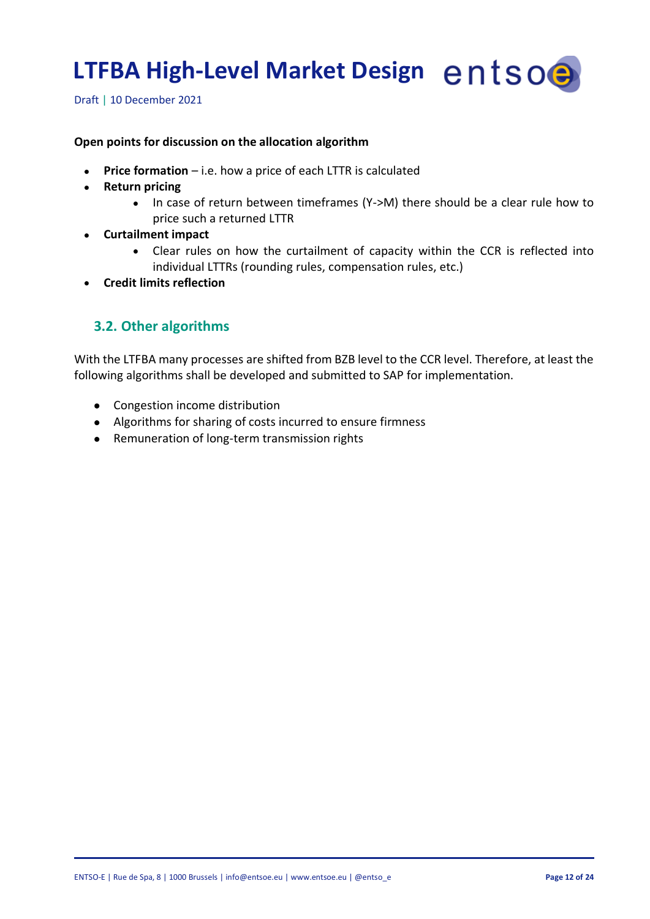**Open points for discussion on the allocation algorithm**

- **Price formation** – i.e. how a price of each LTTR is calculated
- **Return pricing**
  - In case of return between timeframes (Y->M) there should be a clear rule how to price such a returned LTTR
- **Curtailment impact**
  - Clear rules on how the curtailment of capacity within the CCR is reflected into individual LTTRs (rounding rules, compensation rules, etc.)
- **Credit limits reflection**

## 3.2. Other algorithms

With the LTFBA many processes are shifted from BZB level to the CCR level. Therefore, at least the following algorithms shall be developed and submitted to SAP for implementation.

- Congestion income distribution
- Algorithms for sharing of costs incurred to ensure firmness
- Remuneration of long-term transmission rights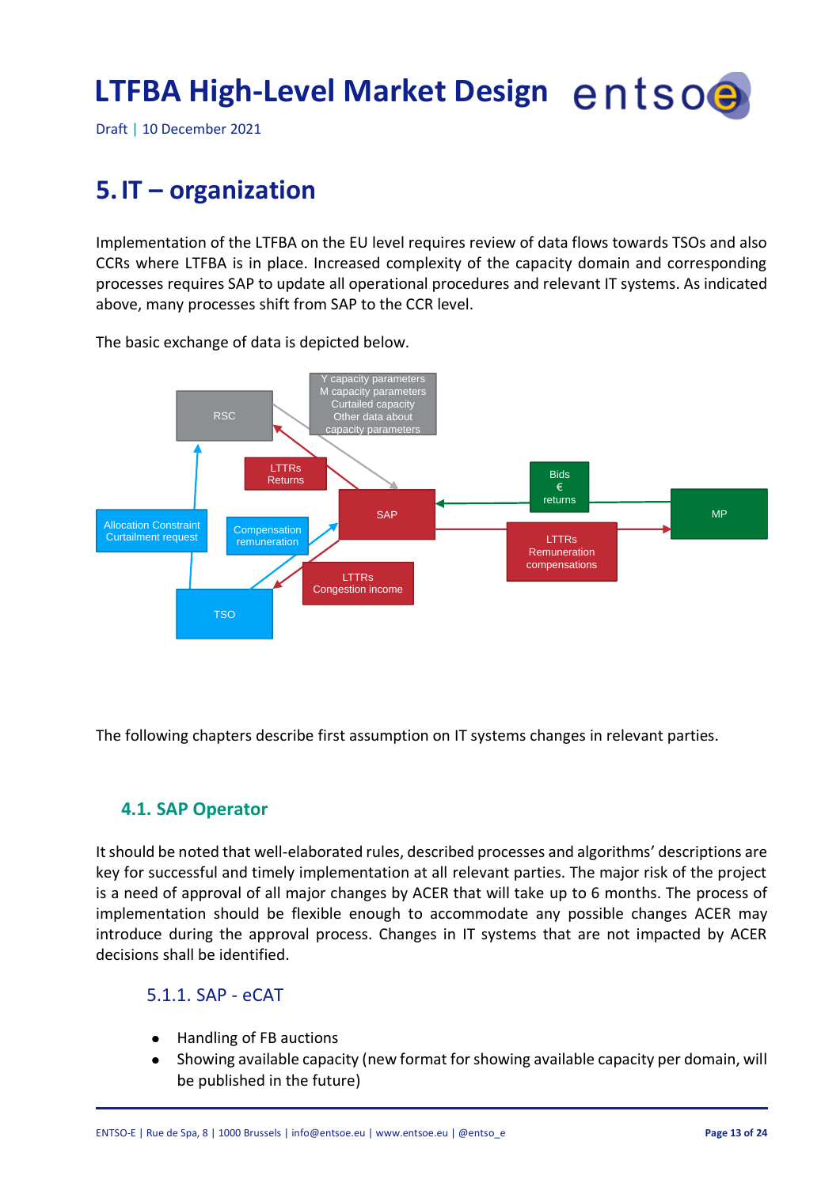# 5. IT – organization

Implementation of the LTFBA on the EU level requires review of data flows towards TSOs and also CCRs where LTFBA is in place. Increased complexity of the capacity domain and corresponding processes requires SAP to update all operational procedures and relevant IT systems. As indicated above, many processes shift from SAP to the CCR level.

The basic exchange of data is depicted below.

RSC

Y capacity parameters
M capacity parameters
Curtailed capacity
Other data about capacity parameters

LTTRs
Returns

SAP

Bids
€
returns

MP

Allocation Constraint
Curtailment request

Compensation
remuneration

LTTRs
Remuneration
compensations

LTTRs
Congestion income

TSO

The following chapters describe first assumption on IT systems changes in relevant parties.

## 4.1. SAP Operator

It should be noted that well-elaborated rules, described processes and algorithms' descriptions are key for successful and timely implementation at all relevant parties. The major risk of the project is a need of approval of all major changes by ACER that will take up to 6 months. The process of implementation should be flexible enough to accommodate any possible changes ACER may introduce during the approval process. Changes in IT systems that are not impacted by ACER decisions shall be identified.

### 5.1.1. SAP - eCAT

- Handling of FB auctions
- Showing available capacity (new format for showing available capacity per domain, will be published in the future)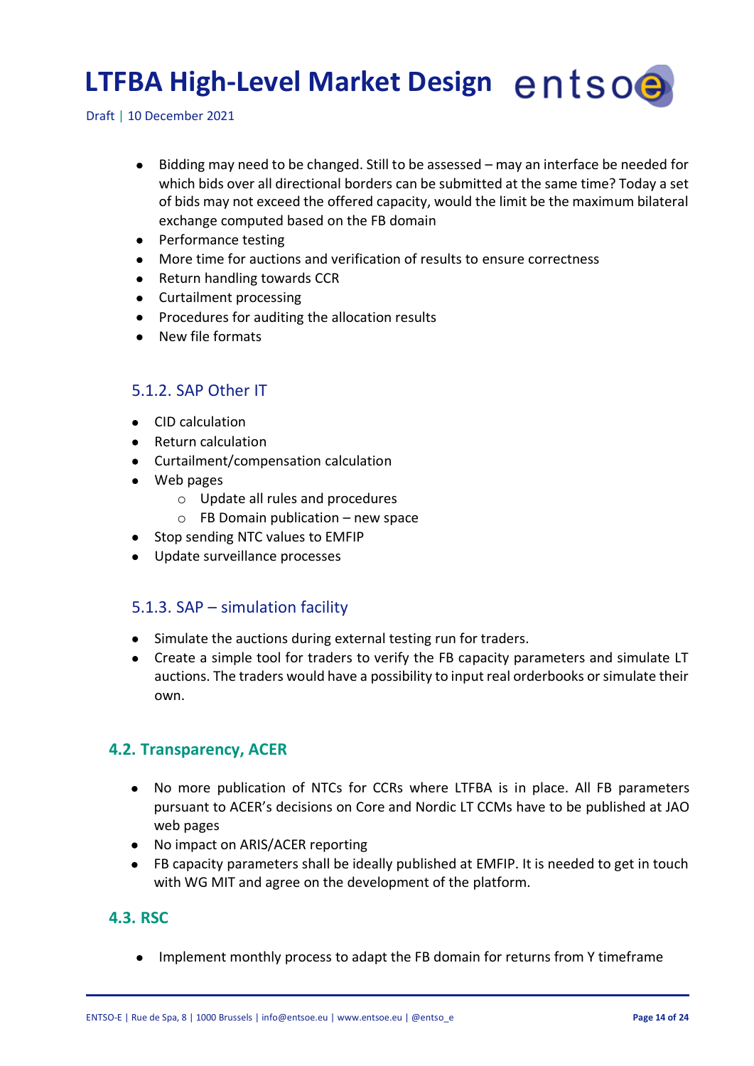- Bidding may need to be changed. Still to be assessed – may an interface be needed for which bids over all directional borders can be submitted at the same time? Today a set of bids may not exceed the offered capacity, would the limit be the maximum bilateral exchange computed based on the FB domain
- Performance testing
- More time for auctions and verification of results to ensure correctness
- Return handling towards CCR
- Curtailment processing
- Procedures for auditing the allocation results
- New file formats

### 5.1.2. SAP Other IT

- CID calculation
- Return calculation
- Curtailment/compensation calculation
- Web pages
  - Update all rules and procedures
  - FB Domain publication – new space
- Stop sending NTC values to EMFIP
- Update surveillance processes

### 5.1.3. SAP – simulation facility

- Simulate the auctions during external testing run for traders.
- Create a simple tool for traders to verify the FB capacity parameters and simulate LT auctions. The traders would have a possibility to input real orderbooks or simulate their own.

## 4.2. Transparency, ACER

- No more publication of NTCs for CCRs where LTFBA is in place. All FB parameters pursuant to ACER's decisions on Core and Nordic LT CCMs have to be published at JAO web pages
- No impact on ARIS/ACER reporting
- FB capacity parameters shall be ideally published at EMFIP. It is needed to get in touch with WG MIT and agree on the development of the platform.

## 4.3. RSC

- Implement monthly process to adapt the FB domain for returns from Y timeframe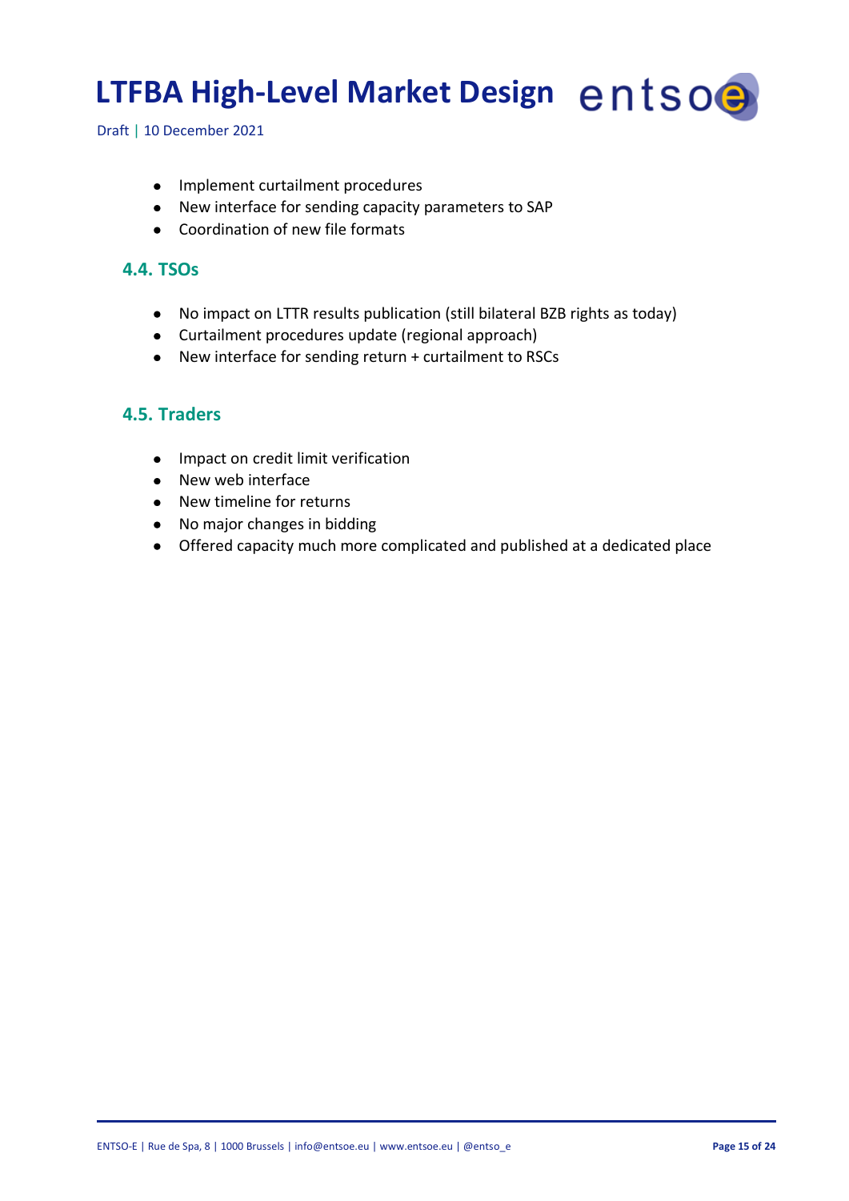- Implement curtailment procedures
- New interface for sending capacity parameters to SAP
- Coordination of new file formats

### 4.4. TSOs

- No impact on LTTR results publication (still bilateral BZB rights as today)
- Curtailment procedures update (regional approach)
- New interface for sending return + curtailment to RSCs

### 4.5. Traders

- Impact on credit limit verification
- New web interface
- New timeline for returns
- No major changes in bidding
- Offered capacity much more complicated and published at a dedicated place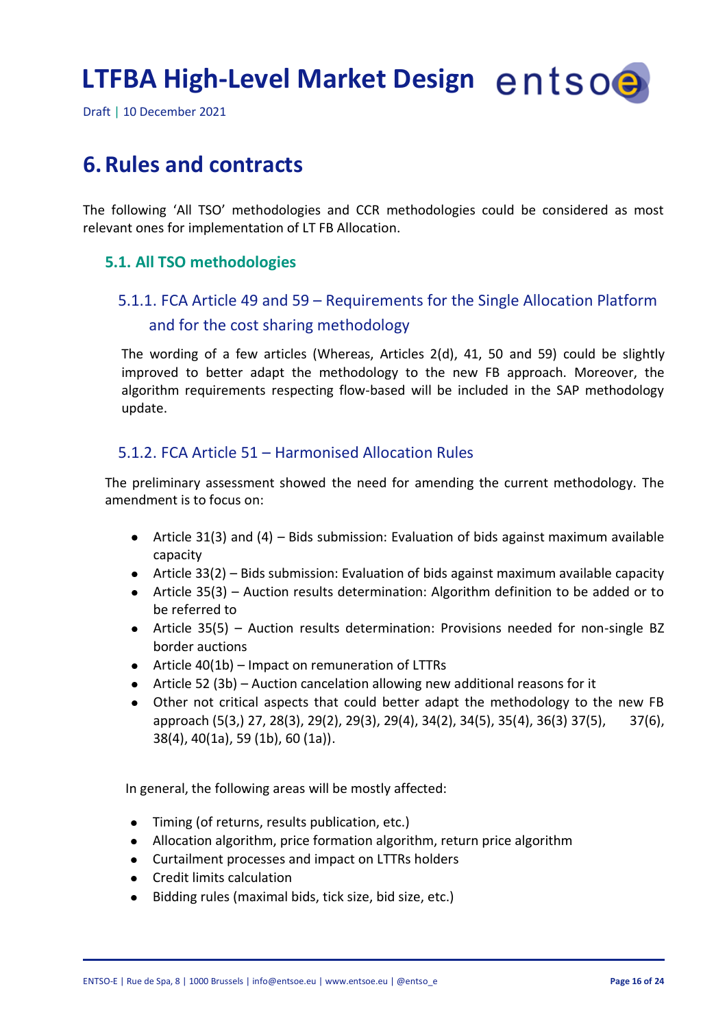# 6. Rules and contracts

The following 'All TSO' methodologies and CCR methodologies could be considered as most relevant ones for implementation of LT FB Allocation.

## 5.1. All TSO methodologies

### 5.1.1. FCA Article 49 and 59 – Requirements for the Single Allocation Platform and for the cost sharing methodology

The wording of a few articles (Whereas, Articles 2(d), 41, 50 and 59) could be slightly improved to better adapt the methodology to the new FB approach. Moreover, the algorithm requirements respecting flow-based will be included in the SAP methodology update.

### 5.1.2. FCA Article 51 – Harmonised Allocation Rules

The preliminary assessment showed the need for amending the current methodology. The amendment is to focus on:

- Article 31(3) and (4) – Bids submission: Evaluation of bids against maximum available capacity
- Article 33(2) – Bids submission: Evaluation of bids against maximum available capacity
- Article 35(3) – Auction results determination: Algorithm definition to be added or to be referred to
- Article 35(5) – Auction results determination: Provisions needed for non-single BZ border auctions
- Article 40(1b) – Impact on remuneration of LTTRs
- Article 52 (3b) – Auction cancelation allowing new additional reasons for it
- Other not critical aspects that could better adapt the methodology to the new FB approach (5(3,) 27, 28(3), 29(2), 29(3), 29(4), 34(2), 34(5), 35(4), 36(3) 37(5), 37(6), 38(4), 40(1a), 59 (1b), 60 (1a)).

In general, the following areas will be mostly affected:

- Timing (of returns, results publication, etc.)
- Allocation algorithm, price formation algorithm, return price algorithm
- Curtailment processes and impact on LTTRs holders
- Credit limits calculation
- Bidding rules (maximal bids, tick size, bid size, etc.)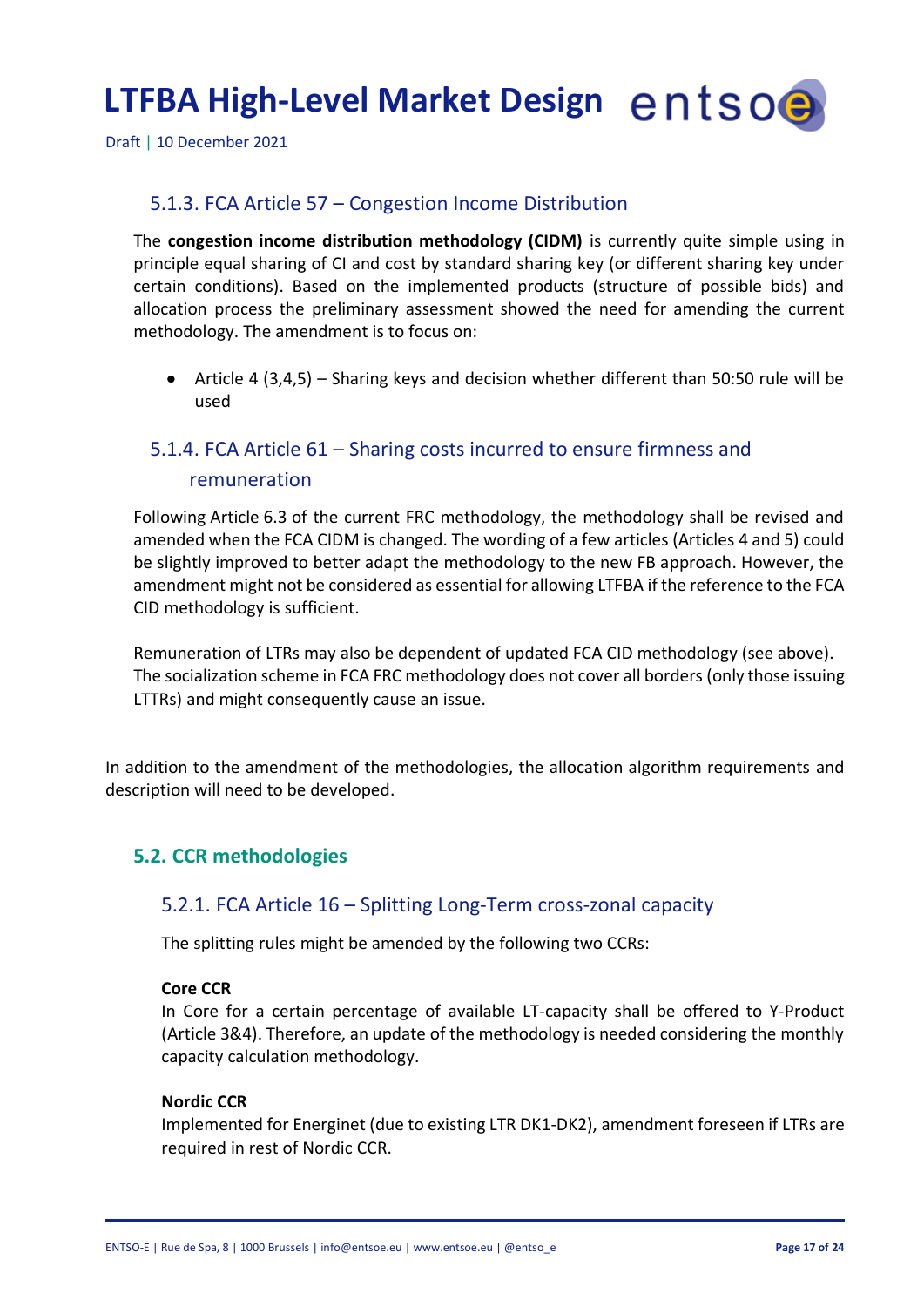### 5.1.3. FCA Article 57 – Congestion Income Distribution

The **congestion income distribution methodology (CIDM)** is currently quite simple using in principle equal sharing of CI and cost by standard sharing key (or different sharing key under certain conditions). Based on the implemented products (structure of possible bids) and allocation process the preliminary assessment showed the need for amending the current methodology. The amendment is to focus on:

- Article 4 (3,4,5) – Sharing keys and decision whether different than 50:50 rule will be used

### 5.1.4. FCA Article 61 – Sharing costs incurred to ensure firmness and remuneration

Following Article 6.3 of the current FRC methodology, the methodology shall be revised and amended when the FCA CIDM is changed. The wording of a few articles (Articles 4 and 5) could be slightly improved to better adapt the methodology to the new FB approach. However, the amendment might not be considered as essential for allowing LTFBA if the reference to the FCA CID methodology is sufficient.

Remuneration of LTRs may also be dependent of updated FCA CID methodology (see above). The socialization scheme in FCA FRC methodology does not cover all borders (only those issuing LTTRs) and might consequently cause an issue.

In addition to the amendment of the methodologies, the allocation algorithm requirements and description will need to be developed.

## 5.2. CCR methodologies

### 5.2.1. FCA Article 16 – Splitting Long-Term cross-zonal capacity

The splitting rules might be amended by the following two CCRs:

**Core CCR**
In Core for a certain percentage of available LT-capacity shall be offered to Y-Product (Article 3&4). Therefore, an update of the methodology is needed considering the monthly capacity calculation methodology.

**Nordic CCR**
Implemented for Energinet (due to existing LTR DK1-DK2), amendment foreseen if LTRs are required in rest of Nordic CCR.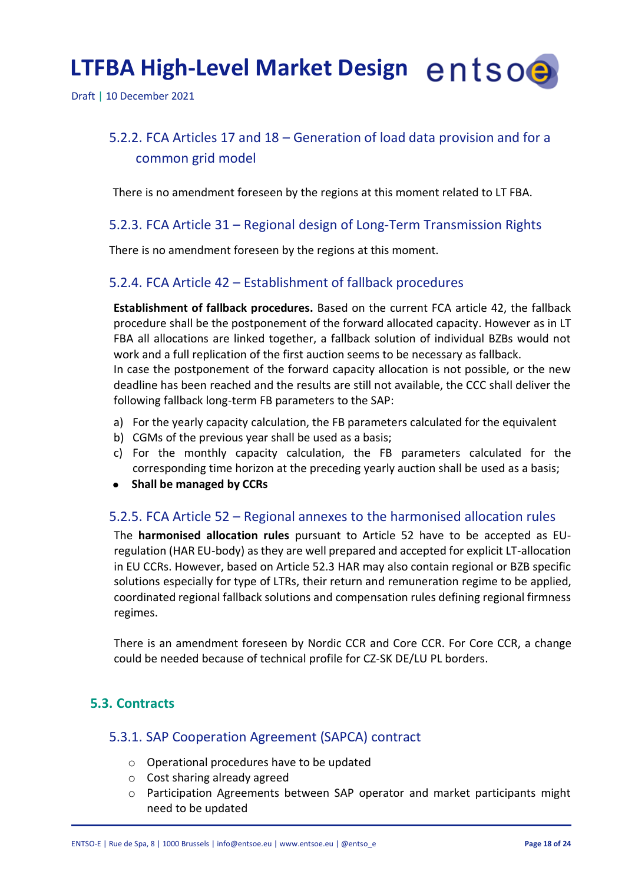### 5.2.2. FCA Articles 17 and 18 – Generation of load data provision and for a common grid model

There is no amendment foreseen by the regions at this moment related to LT FBA.

### 5.2.3. FCA Article 31 – Regional design of Long-Term Transmission Rights

There is no amendment foreseen by the regions at this moment.

### 5.2.4. FCA Article 42 – Establishment of fallback procedures

**Establishment of fallback procedures.** Based on the current FCA article 42, the fallback procedure shall be the postponement of the forward allocated capacity. However as in LT FBA all allocations are linked together, a fallback solution of individual BZBs would not work and a full replication of the first auction seems to be necessary as fallback.
In case the postponement of the forward capacity allocation is not possible, or the new deadline has been reached and the results are still not available, the CCC shall deliver the following fallback long-term FB parameters to the SAP:

a) For the yearly capacity calculation, the FB parameters calculated for the equivalent
b) CGMs of the previous year shall be used as a basis;
c) For the monthly capacity calculation, the FB parameters calculated for the corresponding time horizon at the preceding yearly auction shall be used as a basis;

- **Shall be managed by CCRs**

### 5.2.5. FCA Article 52 – Regional annexes to the harmonised allocation rules

The **harmonised allocation rules** pursuant to Article 52 have to be accepted as EU-regulation (HAR EU-body) as they are well prepared and accepted for explicit LT-allocation in EU CCRs. However, based on Article 52.3 HAR may also contain regional or BZB specific solutions especially for type of LTRs, their return and remuneration regime to be applied, coordinated regional fallback solutions and compensation rules defining regional firmness regimes.

There is an amendment foreseen by Nordic CCR and Core CCR. For Core CCR, a change could be needed because of technical profile for CZ-SK DE/LU PL borders.

## 5.3. Contracts

### 5.3.1. SAP Cooperation Agreement (SAPCA) contract

- Operational procedures have to be updated
- Cost sharing already agreed
- Participation Agreements between SAP operator and market participants might need to be updated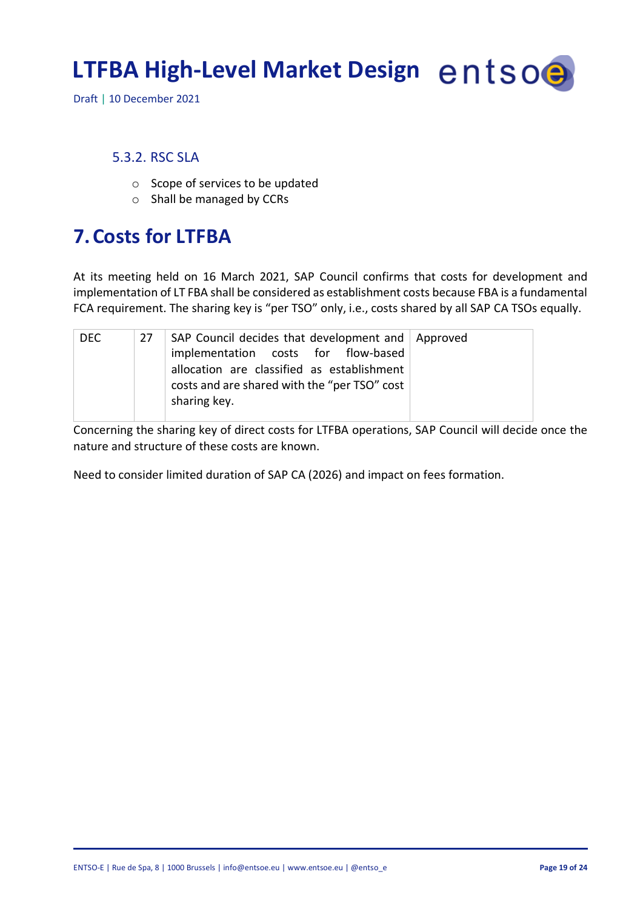### 5.3.2. RSC SLA

- Scope of services to be updated
- Shall be managed by CCRs

# 7. Costs for LTFBA

At its meeting held on 16 March 2021, SAP Council confirms that costs for development and implementation of LT FBA shall be considered as establishment costs because FBA is a fundamental FCA requirement. The sharing key is "per TSO" only, i.e., costs shared by all SAP CA TSOs equally.

| DEC | 27 | SAP Council decides that development and implementation costs for flow-based allocation are classified as establishment costs and are shared with the "per TSO" cost sharing key. | Approved |
|---|---|---|---|

Concerning the sharing key of direct costs for LTFBA operations, SAP Council will decide once the nature and structure of these costs are known.

Need to consider limited duration of SAP CA (2026) and impact on fees formation.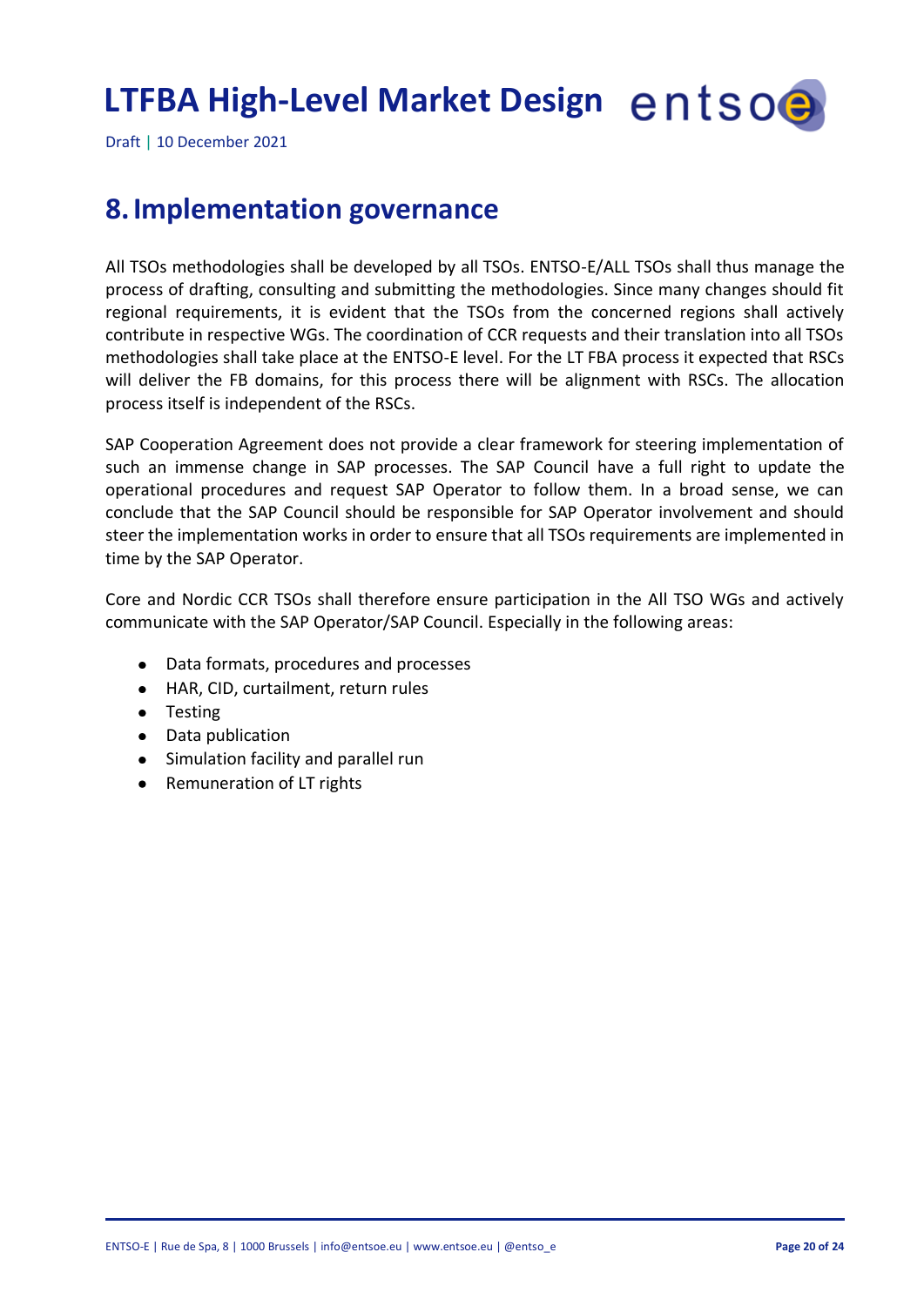# 8. Implementation governance

All TSOs methodologies shall be developed by all TSOs. ENTSO-E/ALL TSOs shall thus manage the process of drafting, consulting and submitting the methodologies. Since many changes should fit regional requirements, it is evident that the TSOs from the concerned regions shall actively contribute in respective WGs. The coordination of CCR requests and their translation into all TSOs methodologies shall take place at the ENTSO-E level. For the LT FBA process it expected that RSCs will deliver the FB domains, for this process there will be alignment with RSCs. The allocation process itself is independent of the RSCs.

SAP Cooperation Agreement does not provide a clear framework for steering implementation of such an immense change in SAP processes. The SAP Council have a full right to update the operational procedures and request SAP Operator to follow them. In a broad sense, we can conclude that the SAP Council should be responsible for SAP Operator involvement and should steer the implementation works in order to ensure that all TSOs requirements are implemented in time by the SAP Operator.

Core and Nordic CCR TSOs shall therefore ensure participation in the All TSO WGs and actively communicate with the SAP Operator/SAP Council. Especially in the following areas:

- Data formats, procedures and processes
- HAR, CID, curtailment, return rules
- Testing
- Data publication
- Simulation facility and parallel run
- Remuneration of LT rights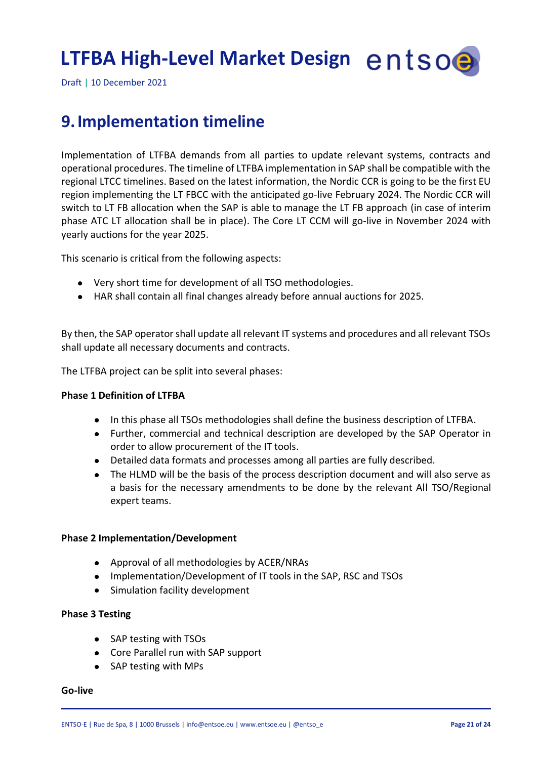# 9. Implementation timeline

Implementation of LTFBA demands from all parties to update relevant systems, contracts and operational procedures. The timeline of LTFBA implementation in SAP shall be compatible with the regional LTCC timelines. Based on the latest information, the Nordic CCR is going to be the first EU region implementing the LT FBCC with the anticipated go-live February 2024. The Nordic CCR will switch to LT FB allocation when the SAP is able to manage the LT FB approach (in case of interim phase ATC LT allocation shall be in place). The Core LT CCM will go-live in November 2024 with yearly auctions for the year 2025.

This scenario is critical from the following aspects:

- Very short time for development of all TSO methodologies.
- HAR shall contain all final changes already before annual auctions for 2025.

By then, the SAP operator shall update all relevant IT systems and procedures and all relevant TSOs shall update all necessary documents and contracts.

The LTFBA project can be split into several phases:

**Phase 1 Definition of LTFBA**

- In this phase all TSOs methodologies shall define the business description of LTFBA.
- Further, commercial and technical description are developed by the SAP Operator in order to allow procurement of the IT tools.
- Detailed data formats and processes among all parties are fully described.
- The HLMD will be the basis of the process description document and will also serve as a basis for the necessary amendments to be done by the relevant All TSO/Regional expert teams.

**Phase 2 Implementation/Development**

- Approval of all methodologies by ACER/NRAs
- Implementation/Development of IT tools in the SAP, RSC and TSOs
- Simulation facility development

**Phase 3 Testing**

- SAP testing with TSOs
- Core Parallel run with SAP support
- SAP testing with MPs

**Go-live**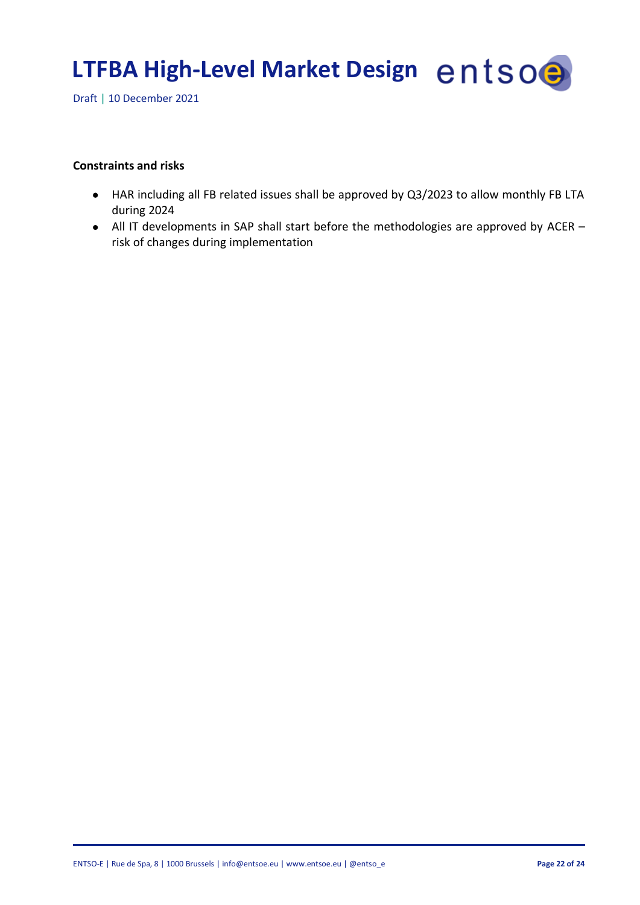**Constraints and risks**

- HAR including all FB related issues shall be approved by Q3/2023 to allow monthly FB LTA during 2024
- All IT developments in SAP shall start before the methodologies are approved by ACER – risk of changes during implementation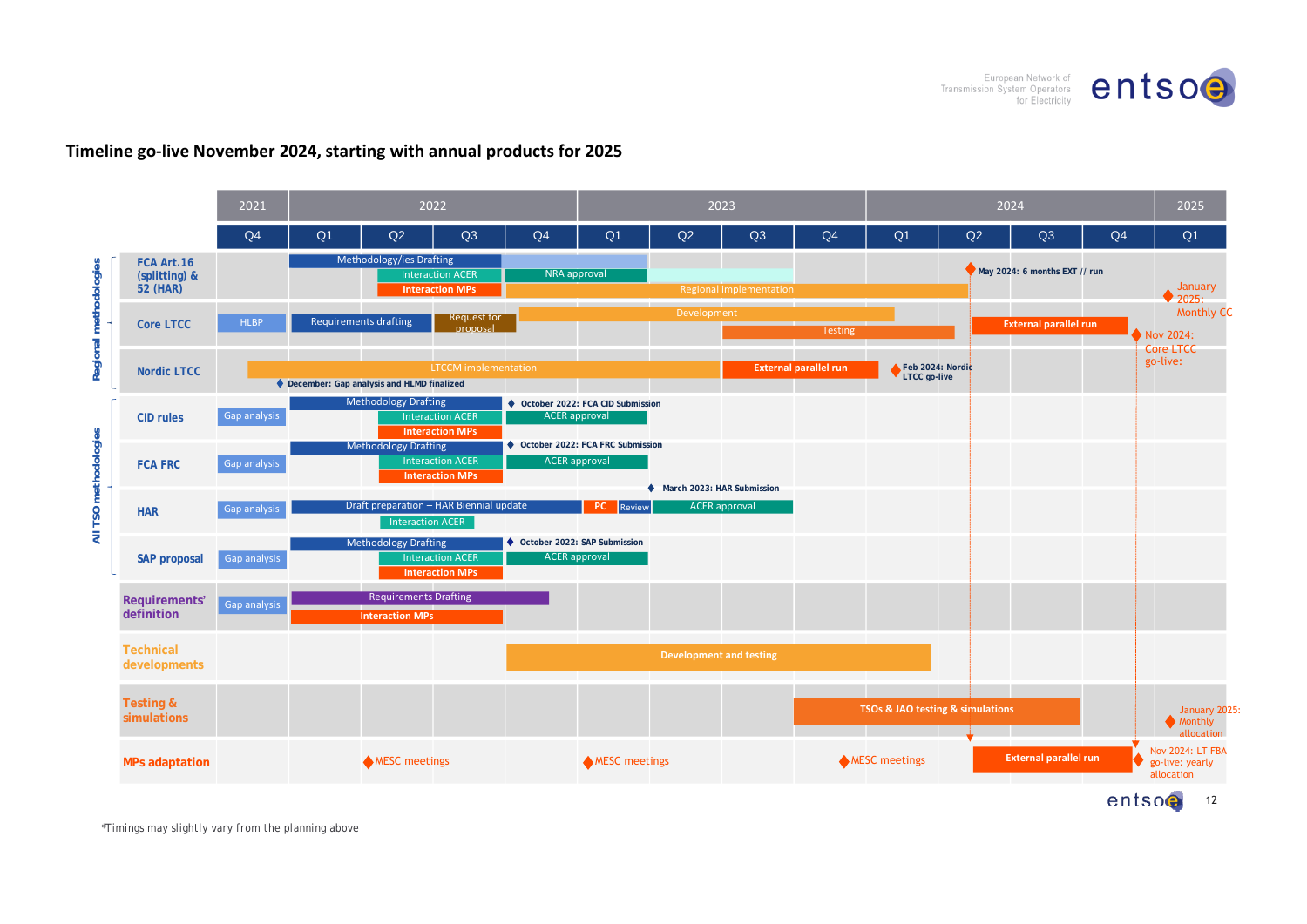## Timeline go-live November 2024, starting with annual products for 2025

2021 | 2022 | 2023 | 2024 | 2025

Q4 | Q1 | Q2 | Q3 | Q4 | Q1 | Q2 | Q3 | Q4 | Q1 | Q2 | Q3 | Q4 | Q1

Regional methodologies

**FCA Art.16 (splitting) & 52 (HAR)**
Methodology/ies Drafting
Interaction ACER
Interaction MPs
NRA approval
Regional implementation
May 2024: 6 months EXT // run
January 2025: Monthly CC

**Core LTCC**
HLBP
Requirements drafting
Request for proposal
Development
Testing
External parallel run
Nov 2024: Core LTCC go-live:

**Nordic LTCC**
LTCCM implementation
External parallel run
December: Gap analysis and HLMD finalized
Feb 2024: Nordic LTCC go-live

All TSO methodologies

**CID rules**
Gap analysis
Methodology Drafting
Interaction ACER
Interaction MPs
October 2022: FCA CID Submission
ACER approval

**FCA FRC**
Gap analysis
Methodology Drafting
Interaction ACER
Interaction MPs
October 2022: FCA FRC Submission
ACER approval

**HAR**
Gap analysis
Draft preparation – HAR Biennial update
Interaction ACER
PC
Review
March 2023: HAR Submission
ACER approval

**SAP proposal**
Gap analysis
Methodology Drafting
Interaction ACER
Interaction MPs
October 2022: SAP Submission
ACER approval

**Requirements' definition**
Gap analysis
Requirements Drafting
Interaction MPs

**Technical developments**
Development and testing

**Testing & simulations**
TSOs & JAO testing & simulations
January 2025: Monthly allocation

**MPs adaptation**
MESC meetings
MESC meetings
MESC meetings
External parallel run
Nov 2024: LT FBA go-live: yearly allocation

*Timings may slightly vary from the planning above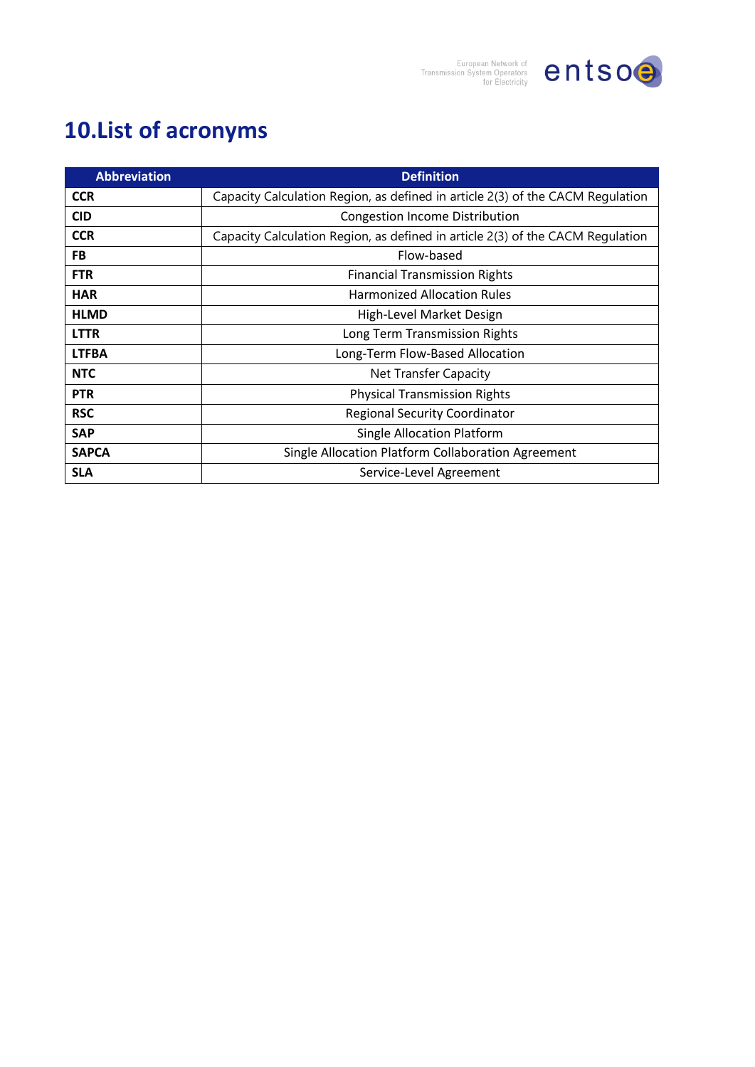# 10. List of acronyms

| Abbreviation | Definition |
|---|---|
| **CCR** | Capacity Calculation Region, as defined in article 2(3) of the CACM Regulation |
| **CID** | Congestion Income Distribution |
| **CCR** | Capacity Calculation Region, as defined in article 2(3) of the CACM Regulation |
| **FB** | Flow-based |
| **FTR** | Financial Transmission Rights |
| **HAR** | Harmonized Allocation Rules |
| **HLMD** | High-Level Market Design |
| **LTTR** | Long Term Transmission Rights |
| **LTFBA** | Long-Term Flow-Based Allocation |
| **NTC** | Net Transfer Capacity |
| **PTR** | Physical Transmission Rights |
| **RSC** | Regional Security Coordinator |
| **SAP** | Single Allocation Platform |
| **SAPCA** | Single Allocation Platform Collaboration Agreement |
| **SLA** | Service-Level Agreement |